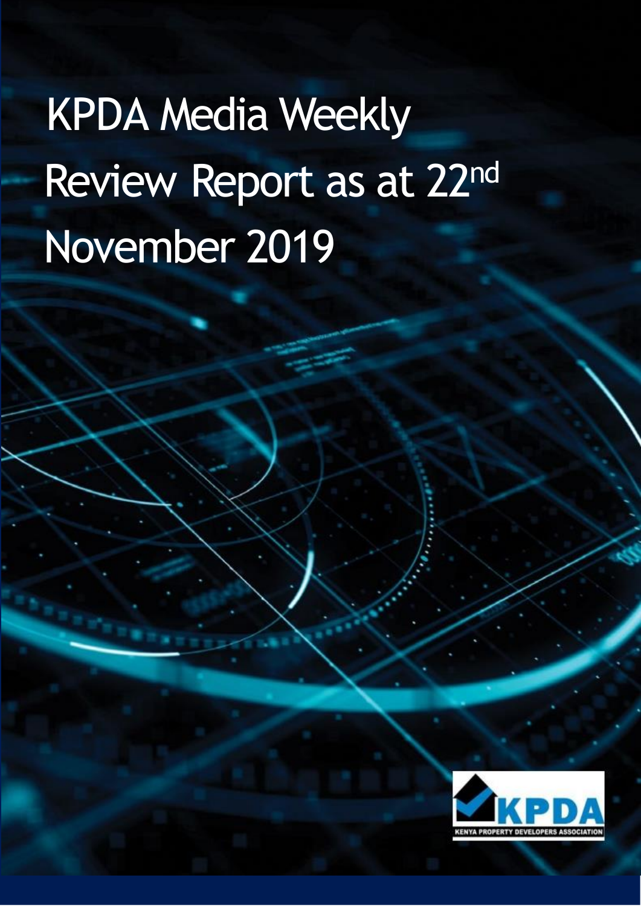# KPDA Media Weekly Review Report as at 22nd November 2019

KPDA

KENYA PROPERTY DEVELOPERS ASSOCIATION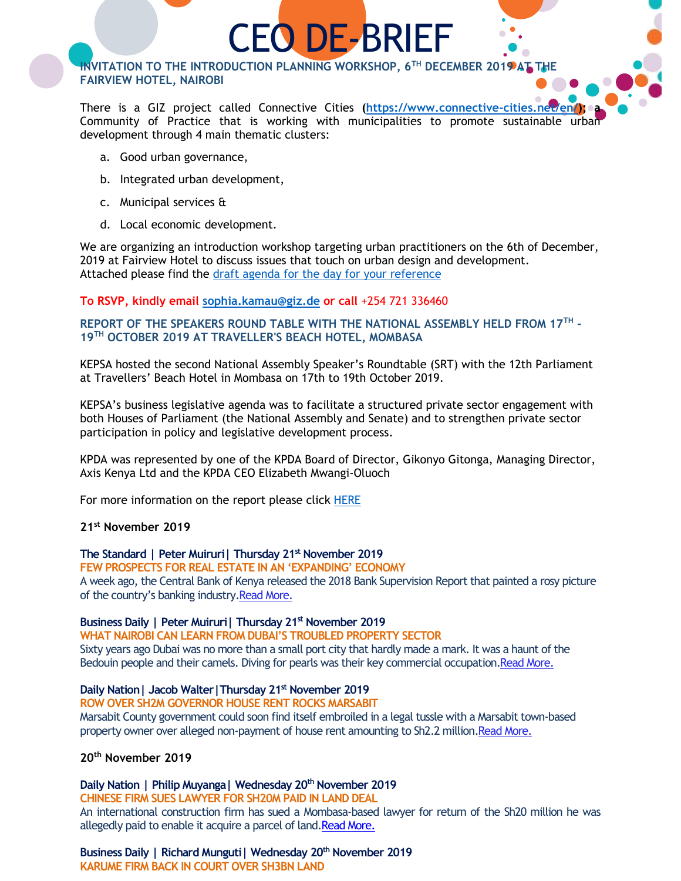# CEO DE-BRIEF

### INVITATION TO THE INTRODUCTION PLANNING WORKSHOP, 6TH DECEMBER 2019 AT THE FAIRVIEW HOTEL, NAIROBI

There is a GIZ project called Connective Cities (**https://www.connective-cities.net/en/**); a Community of Practice that is working with municipalities to promote sustainable urban development through 4 main thematic clusters:

a. Good urban governance,

b. Integrated urban development,

c. Municipal services &

d. Local economic development.

We are organizing an introduction workshop targeting urban practitioners on the 6th of December, 2019 at Fairview Hotel to discuss issues that touch on urban design and development. Attached please find the draft agenda for the day for your reference

**To RSVP, kindly email sophia.kamau@giz.de or call** +254 721 336460

### REPORT OF THE SPEAKERS ROUND TABLE WITH THE NATIONAL ASSEMBLY HELD FROM 17TH - 19TH OCTOBER 2019 AT TRAVELLER'S BEACH HOTEL, MOMBASA

KEPSA hosted the second National Assembly Speaker's Roundtable (SRT) with the 12th Parliament at Travellers' Beach Hotel in Mombasa on 17th to 19th October 2019.

KEPSA's business legislative agenda was to facilitate a structured private sector engagement with both Houses of Parliament (the National Assembly and Senate) and to strengthen private sector participation in policy and legislative development process.

KPDA was represented by one of the KPDA Board of Director, Gikonyo Gitonga, Managing Director, Axis Kenya Ltd and the KPDA CEO Elizabeth Mwangi-Oluoch

For more information on the report please click HERE

**21st November 2019**

**The Standard | Peter Muiruri| Thursday 21st November 2019**
**FEW PROSPECTS FOR REAL ESTATE IN AN 'EXPANDING' ECONOMY**
A week ago, the Central Bank of Kenya released the 2018 Bank Supervision Report that painted a rosy picture of the country's banking industry.Read More.

**Business Daily | Peter Muiruri| Thursday 21st November 2019**
**WHAT NAIROBI CAN LEARN FROM DUBAI'S TROUBLED PROPERTY SECTOR**
Sixty years ago Dubai was no more than a small port city that hardly made a mark. It was a haunt of the Bedouin people and their camels. Diving for pearls was their key commercial occupation.Read More.

**Daily Nation| Jacob Walter|Thursday 21st November 2019**
**ROW OVER SH2M GOVERNOR HOUSE RENT ROCKS MARSABIT**
Marsabit County government could soon find itself embroiled in a legal tussle with a Marsabit town-based property owner over alleged non-payment of house rent amounting to Sh2.2 million.Read More.

**20th November 2019**

**Daily Nation | Philip Muyanga| Wednesday 20th November 2019**
**CHINESE FIRM SUES LAWYER FOR SH20M PAID IN LAND DEAL**
An international construction firm has sued a Mombasa-based lawyer for return of the Sh20 million he was allegedly paid to enable it acquire a parcel of land.Read More.

**Business Daily | Richard Munguti| Wednesday 20th November 2019**
**KARUME FIRM BACK IN COURT OVER SH3BN LAND**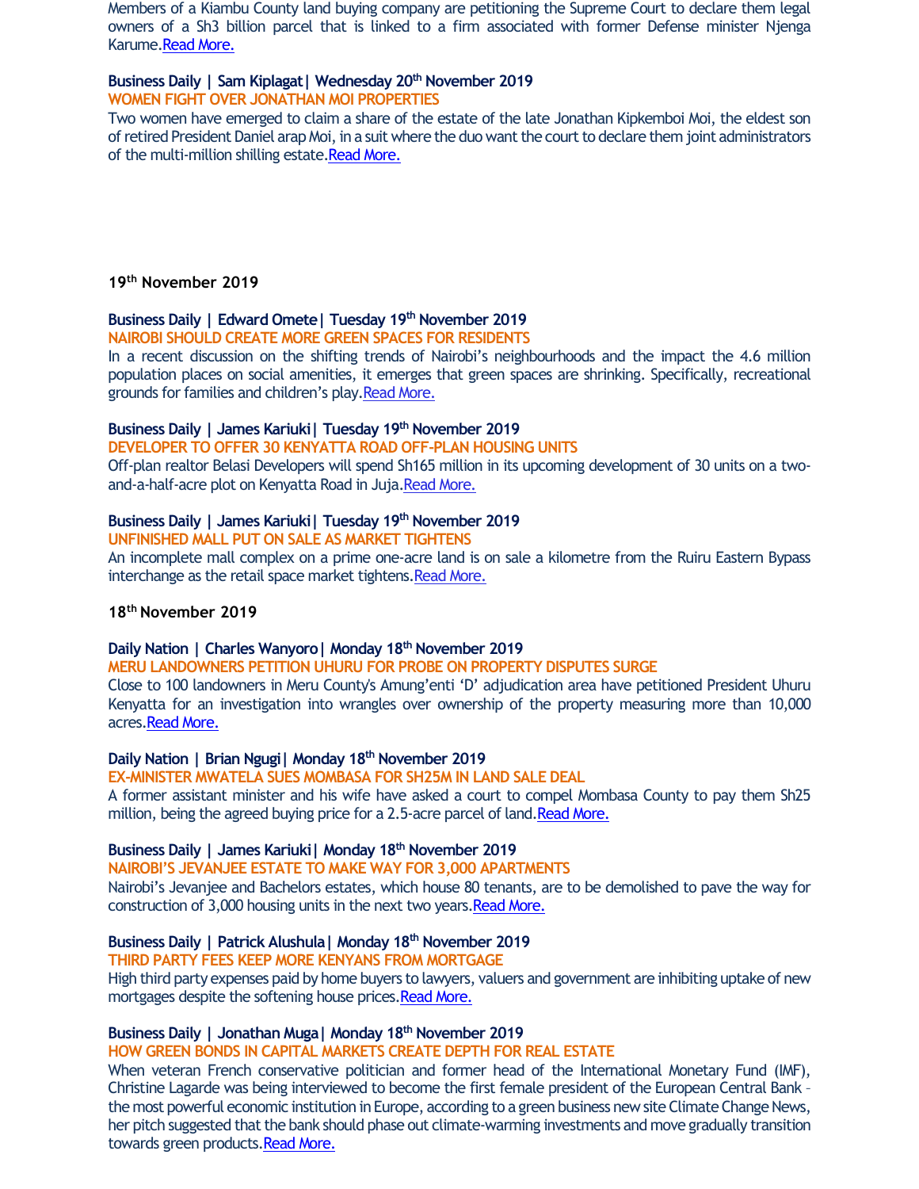Members of a Kiambu County land buying company are petitioning the Supreme Court to declare them legal owners of a Sh3 billion parcel that is linked to a firm associated with former Defense minister Njenga Karume.Read More.

**Business Daily | Sam Kiplagat| Wednesday 20th November 2019**
**WOMEN FIGHT OVER JONATHAN MOI PROPERTIES**
Two women have emerged to claim a share of the estate of the late Jonathan Kipkemboi Moi, the eldest son of retired President Daniel arap Moi, in a suit where the duo want the court to declare them joint administrators of the multi-million shilling estate.Read More.

### 19th November 2019

**Business Daily | Edward Omete| Tuesday 19th November 2019**
**NAIROBI SHOULD CREATE MORE GREEN SPACES FOR RESIDENTS**
In a recent discussion on the shifting trends of Nairobi's neighbourhoods and the impact the 4.6 million population places on social amenities, it emerges that green spaces are shrinking. Specifically, recreational grounds for families and children's play.Read More.

**Business Daily | James Kariuki| Tuesday 19th November 2019**
**DEVELOPER TO OFFER 30 KENYATTA ROAD OFF-PLAN HOUSING UNITS**
Off-plan realtor Belasi Developers will spend Sh165 million in its upcoming development of 30 units on a two-and-a-half-acre plot on Kenyatta Road in Juja.Read More.

**Business Daily | James Kariuki| Tuesday 19th November 2019**
**UNFINISHED MALL PUT ON SALE AS MARKET TIGHTENS**
An incomplete mall complex on a prime one-acre land is on sale a kilometre from the Ruiru Eastern Bypass interchange as the retail space market tightens.Read More.

### 18th November 2019

**Daily Nation | Charles Wanyoro| Monday 18th November 2019**
**MERU LANDOWNERS PETITION UHURU FOR PROBE ON PROPERTY DISPUTES SURGE**
Close to 100 landowners in Meru County's Amung'enti 'D' adjudication area have petitioned President Uhuru Kenyatta for an investigation into wrangles over ownership of the property measuring more than 10,000 acres.Read More.

**Daily Nation | Brian Ngugi| Monday 18th November 2019**
**EX-MINISTER MWATELA SUES MOMBASA FOR SH25M IN LAND SALE DEAL**
A former assistant minister and his wife have asked a court to compel Mombasa County to pay them Sh25 million, being the agreed buying price for a 2.5-acre parcel of land.Read More.

**Business Daily | James Kariuki| Monday 18th November 2019**
**NAIROBI'S JEVANJEE ESTATE TO MAKE WAY FOR 3,000 APARTMENTS**
Nairobi's Jevanjee and Bachelors estates, which house 80 tenants, are to be demolished to pave the way for construction of 3,000 housing units in the next two years.Read More.

**Business Daily | Patrick Alushula| Monday 18th November 2019**
**THIRD PARTY FEES KEEP MORE KENYANS FROM MORTGAGE**
High third party expenses paid by home buyers to lawyers, valuers and government are inhibiting uptake of new mortgages despite the softening house prices.Read More.

**Business Daily | Jonathan Muga| Monday 18th November 2019**
**HOW GREEN BONDS IN CAPITAL MARKETS CREATE DEPTH FOR REAL ESTATE**
When veteran French conservative politician and former head of the International Monetary Fund (IMF), Christine Lagarde was being interviewed to become the first female president of the European Central Bank – the most powerful economic institution in Europe, according to a green business new site Climate Change News, her pitch suggested that the bank should phase out climate-warming investments and move gradually transition towards green products.Read More.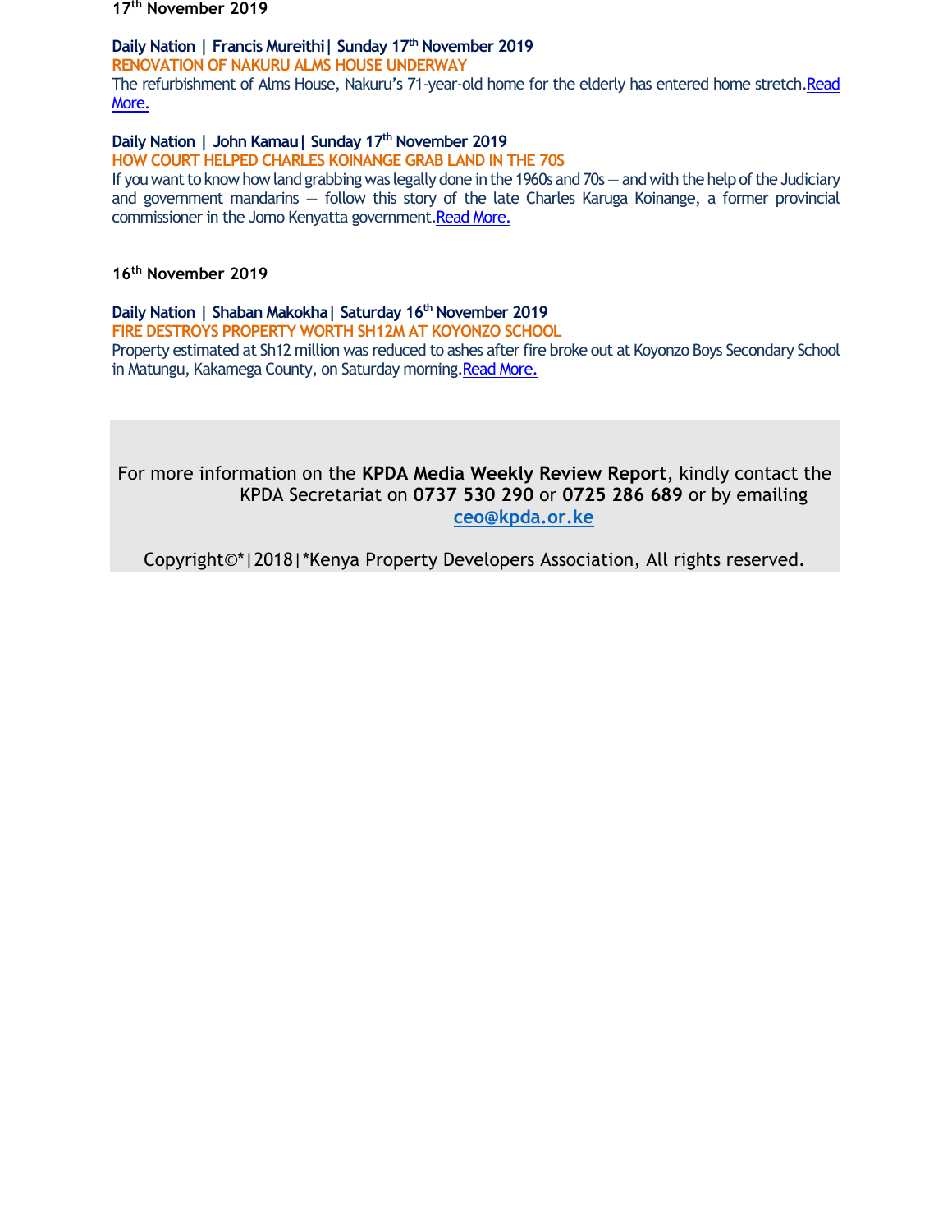**17th November 2019**

**Daily Nation | Francis Mureithi| Sunday 17th November 2019**

**RENOVATION OF NAKURU ALMS HOUSE UNDERWAY**

The refurbishment of Alms House, Nakuru's 71-year-old home for the elderly has entered home stretch.Read More.

**Daily Nation | John Kamau| Sunday 17th November 2019**

**HOW COURT HELPED CHARLES KOINANGE GRAB LAND IN THE 70S**

If you want to know how land grabbing was legally done in the 1960s and 70s — and with the help of the Judiciary and government mandarins — follow this story of the late Charles Karuga Koinange, a former provincial commissioner in the Jomo Kenyatta government.Read More.

**16th November 2019**

**Daily Nation | Shaban Makokha| Saturday 16th November 2019**

**FIRE DESTROYS PROPERTY WORTH SH12M AT KOYONZO SCHOOL**

Property estimated at Sh12 million was reduced to ashes after fire broke out at Koyonzo Boys Secondary School in Matungu, Kakamega County, on Saturday morning.Read More.

For more information on the **KPDA Media Weekly Review Report**, kindly contact the KPDA Secretariat on **0737 530 290** or **0725 286 689** or by emailing **ceo@kpda.or.ke**

Copyright©*|2018|*Kenya Property Developers Association, All rights reserved.